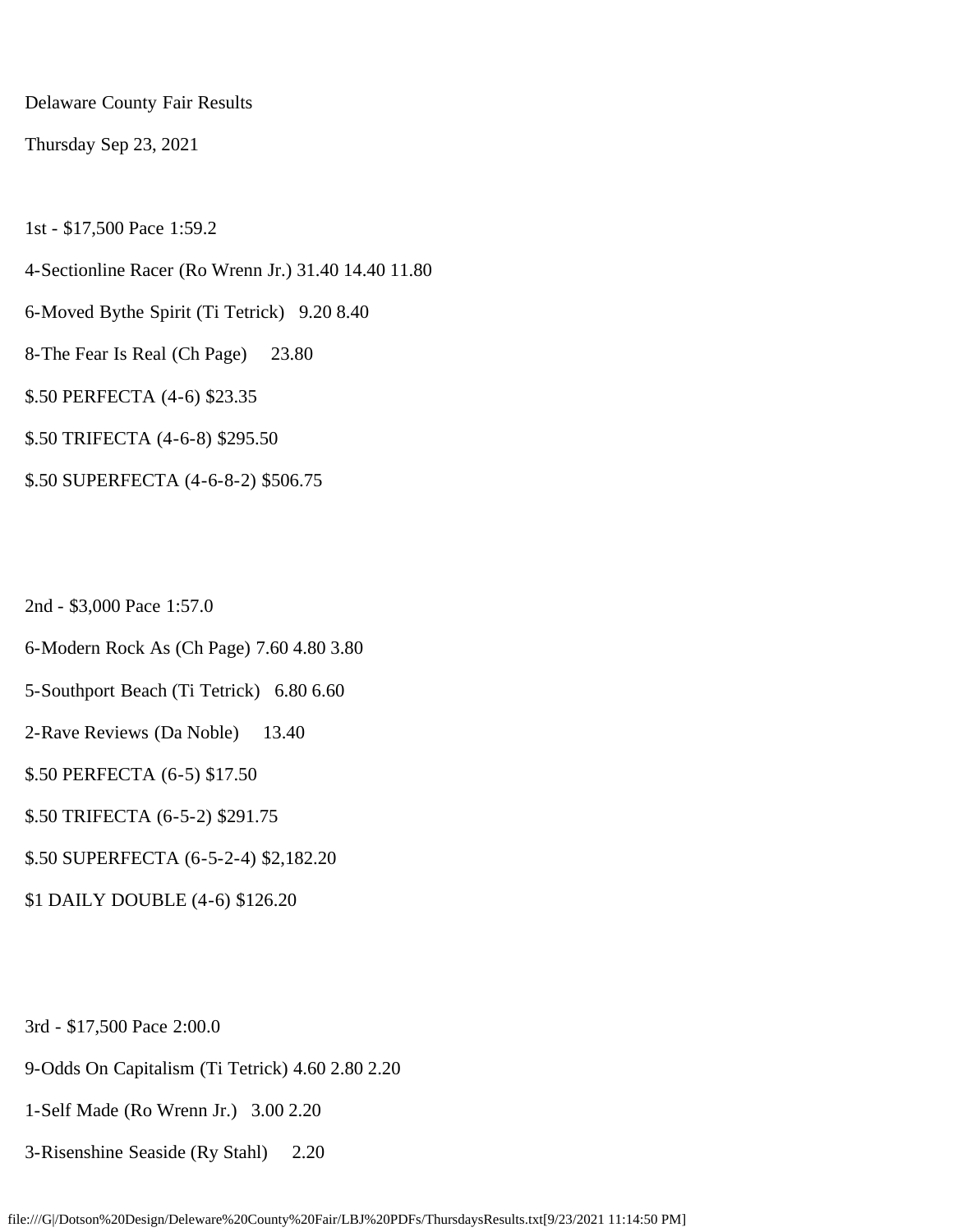Delaware County Fair Results

Thursday Sep 23, 2021

1st - $17,500 Pace 1:59.2

4-Sectionline Racer (Ro Wrenn Jr.) 31.40 14.40 11.80

6-Moved Bythe Spirit (Ti Tetrick) 9.20 8.40

8-The Fear Is Real (Ch Page) 23.80

$.50 PERFECTA (4-6) $23.35

$.50 TRIFECTA (4-6-8) $295.50

$.50 SUPERFECTA (4-6-8-2) $506.75

2nd - $3,000 Pace 1:57.0

6-Modern Rock As (Ch Page) 7.60 4.80 3.80

5-Southport Beach (Ti Tetrick) 6.80 6.60

2-Rave Reviews (Da Noble) 13.40

$.50 PERFECTA (6-5) $17.50

$.50 TRIFECTA (6-5-2) $291.75

$.50 SUPERFECTA (6-5-2-4) $2,182.20

$1 DAILY DOUBLE (4-6) $126.20

3rd - $17,500 Pace 2:00.0

9-Odds On Capitalism (Ti Tetrick) 4.60 2.80 2.20

1-Self Made (Ro Wrenn Jr.) 3.00 2.20

3-Risenshine Seaside (Ry Stahl) 2.20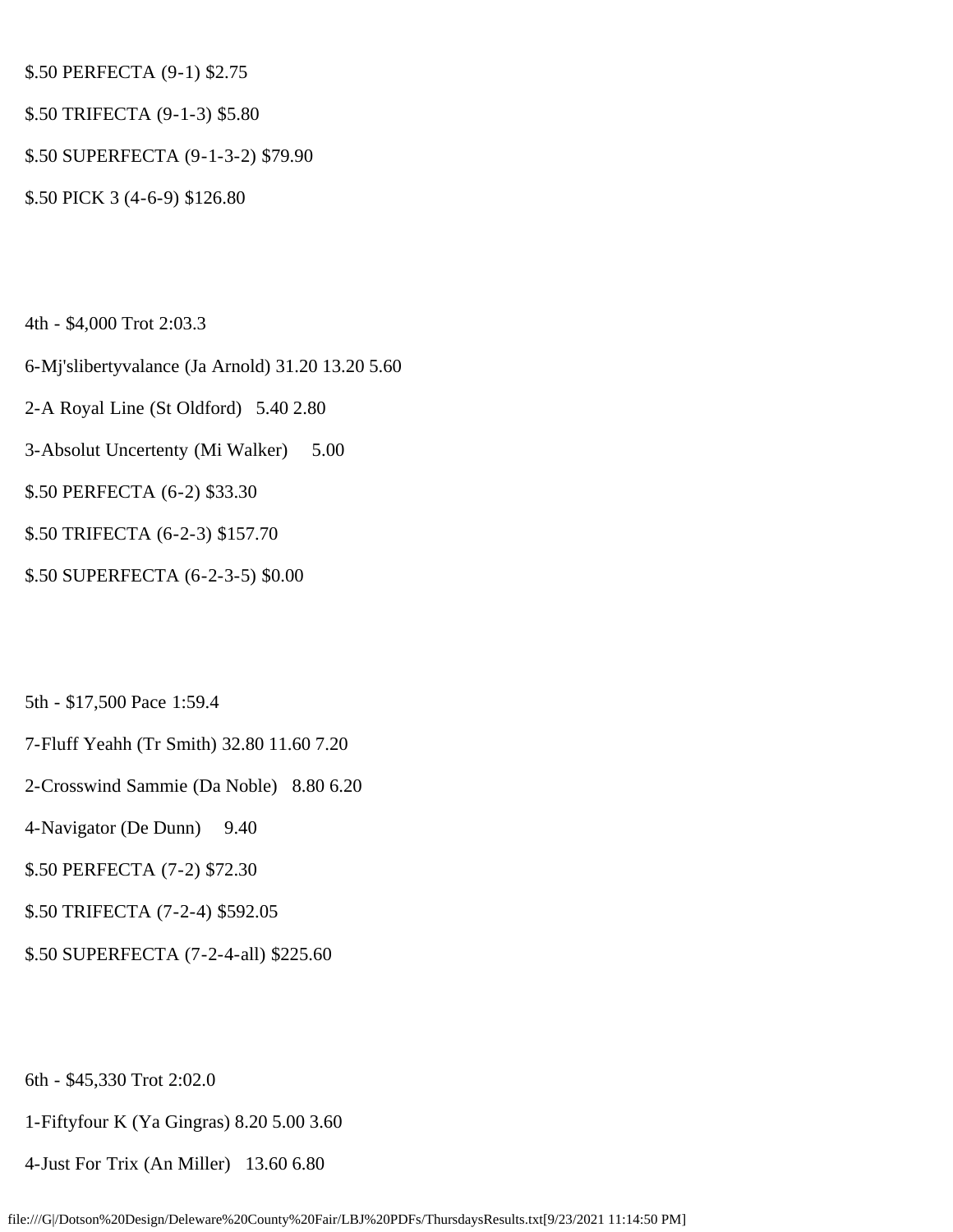$.50 PERFECTA (9-1) $2.75

$.50 TRIFECTA (9-1-3) $5.80

$.50 SUPERFECTA (9-1-3-2) $79.90

$.50 PICK 3 (4-6-9) $126.80

4th - $4,000 Trot 2:03.3

6-Mj'slibertyvalance (Ja Arnold) 31.20 13.20 5.60

2-A Royal Line (St Oldford) 5.40 2.80

3-Absolut Uncertenty (Mi Walker) 5.00

$.50 PERFECTA (6-2) $33.30

$.50 TRIFECTA (6-2-3) $157.70

$.50 SUPERFECTA (6-2-3-5) $0.00

5th - $17,500 Pace 1:59.4

7-Fluff Yeahh (Tr Smith) 32.80 11.60 7.20

2-Crosswind Sammie (Da Noble) 8.80 6.20

4-Navigator (De Dunn) 9.40

$.50 PERFECTA (7-2) $72.30

$.50 TRIFECTA (7-2-4) $592.05

$.50 SUPERFECTA (7-2-4-all) $225.60

6th - $45,330 Trot 2:02.0

1-Fiftyfour K (Ya Gingras) 8.20 5.00 3.60

4-Just For Trix (An Miller) 13.60 6.80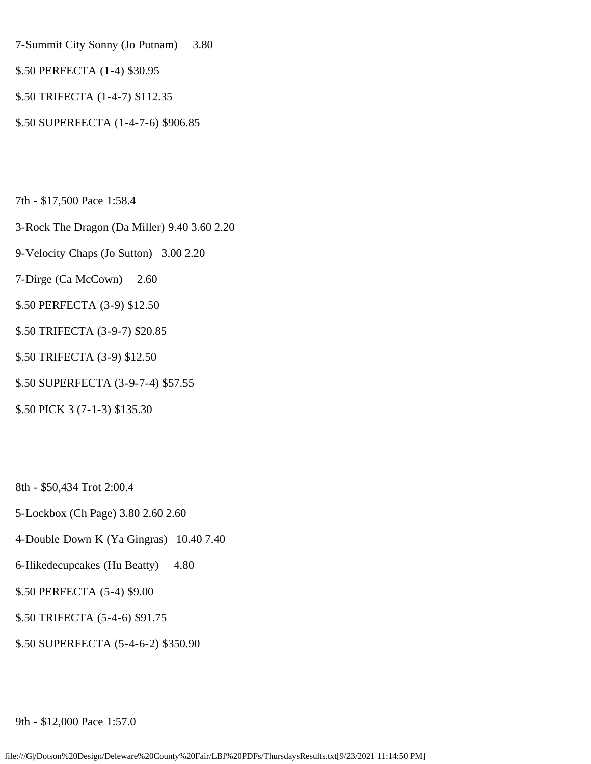7-Summit City Sonny (Jo Putnam) 3.80

$.50 PERFECTA (1-4) $30.95

$.50 TRIFECTA (1-4-7) $112.35

$.50 SUPERFECTA (1-4-7-6) $906.85

7th - $17,500 Pace 1:58.4

3-Rock The Dragon (Da Miller) 9.40 3.60 2.20

9-Velocity Chaps (Jo Sutton) 3.00 2.20

7-Dirge (Ca McCown) 2.60

$.50 PERFECTA (3-9) $12.50

$.50 TRIFECTA (3-9-7) $20.85

$.50 TRIFECTA (3-9) $12.50

$.50 SUPERFECTA (3-9-7-4) $57.55

$.50 PICK 3 (7-1-3) $135.30

8th - $50,434 Trot 2:00.4

5-Lockbox (Ch Page) 3.80 2.60 2.60

4-Double Down K (Ya Gingras) 10.40 7.40

6-Ilikedecupcakes (Hu Beatty) 4.80

$.50 PERFECTA (5-4) $9.00

$.50 TRIFECTA (5-4-6) $91.75

$.50 SUPERFECTA (5-4-6-2) $350.90

9th - $12,000 Pace 1:57.0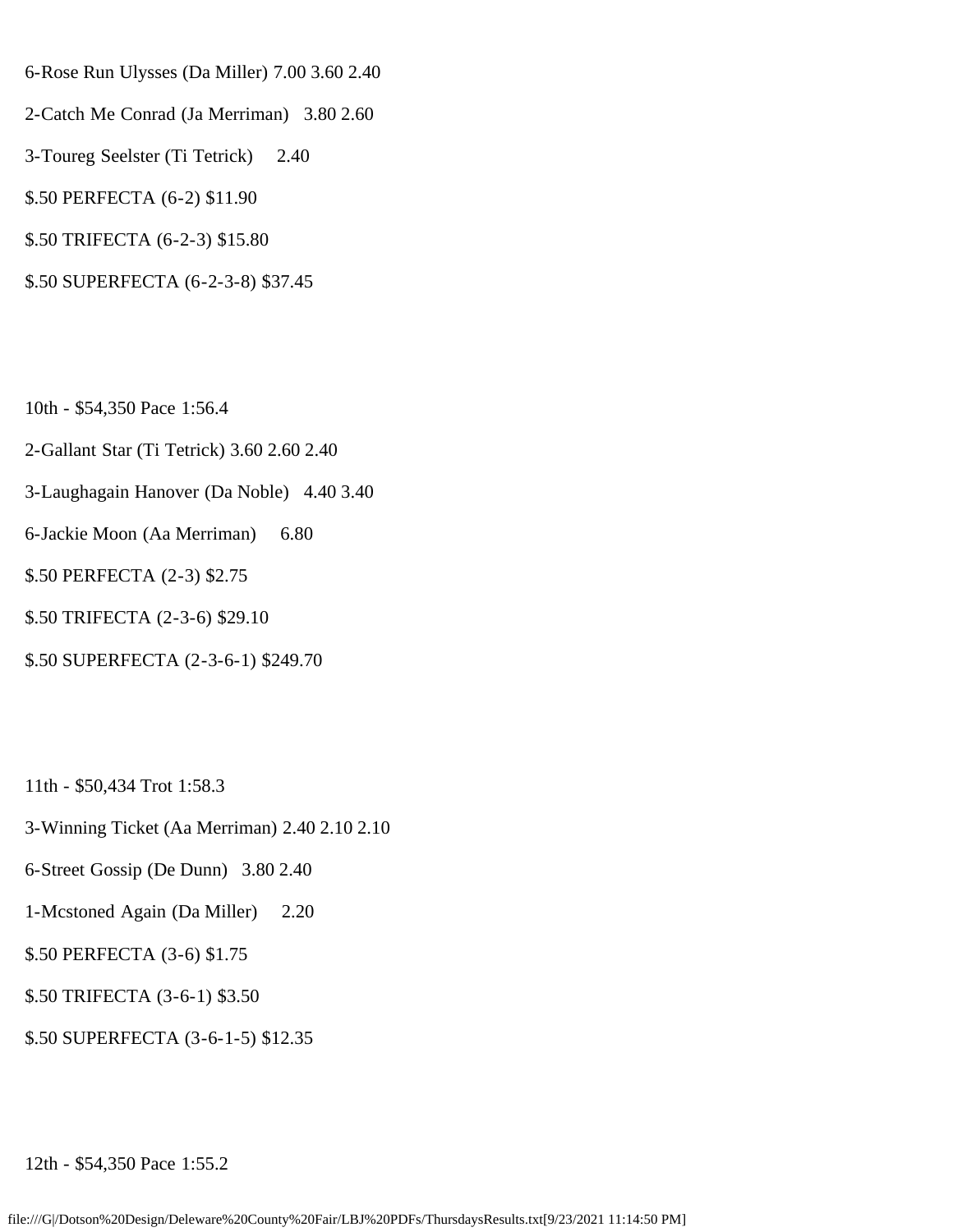6-Rose Run Ulysses (Da Miller) 7.00 3.60 2.40

2-Catch Me Conrad (Ja Merriman) 3.80 2.60

3-Toureg Seelster (Ti Tetrick) 2.40

$.50 PERFECTA (6-2) $11.90

$.50 TRIFECTA (6-2-3) $15.80

$.50 SUPERFECTA (6-2-3-8) $37.45

10th - $54,350 Pace 1:56.4

2-Gallant Star (Ti Tetrick) 3.60 2.60 2.40

3-Laughagain Hanover (Da Noble) 4.40 3.40

6-Jackie Moon (Aa Merriman) 6.80

$.50 PERFECTA (2-3) $2.75

$.50 TRIFECTA (2-3-6) $29.10

$.50 SUPERFECTA (2-3-6-1) $249.70

11th - $50,434 Trot 1:58.3

3-Winning Ticket (Aa Merriman) 2.40 2.10 2.10

6-Street Gossip (De Dunn) 3.80 2.40

1-Mcstoned Again (Da Miller) 2.20

$.50 PERFECTA (3-6) $1.75

$.50 TRIFECTA (3-6-1) $3.50

$.50 SUPERFECTA (3-6-1-5) $12.35

12th - $54,350 Pace 1:55.2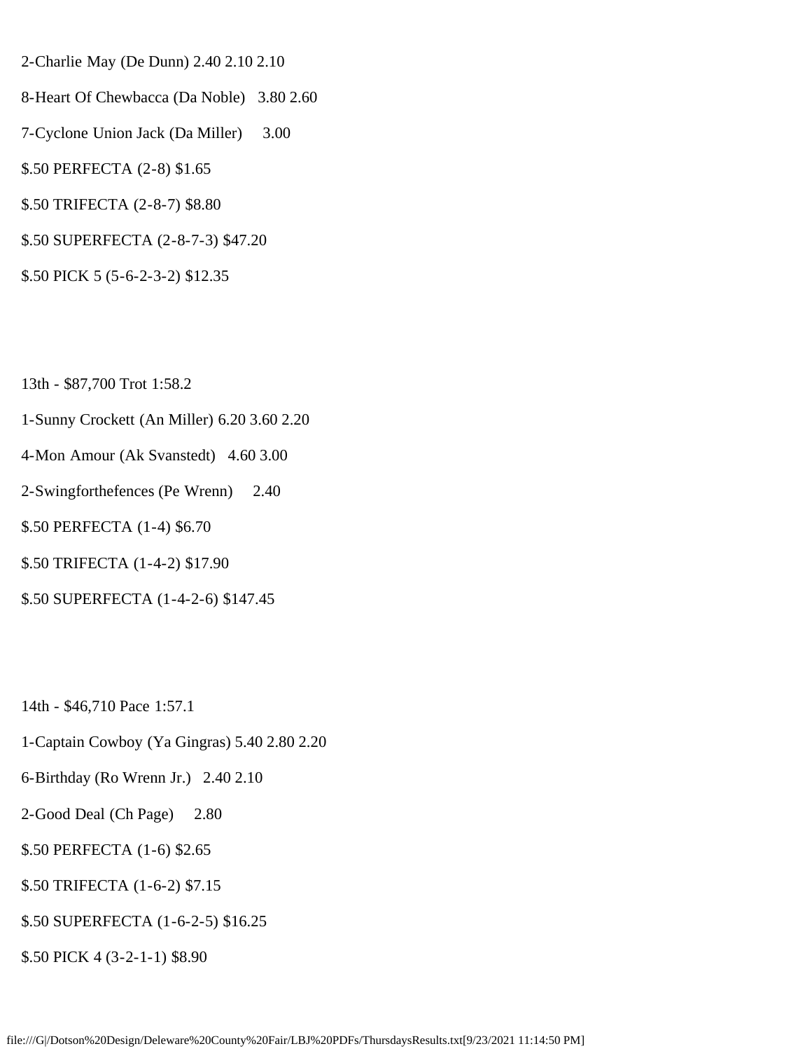2-Charlie May (De Dunn) 2.40 2.10 2.10

8-Heart Of Chewbacca (Da Noble) 3.80 2.60

7-Cyclone Union Jack (Da Miller) 3.00

$.50 PERFECTA (2-8) $1.65

$.50 TRIFECTA (2-8-7) $8.80

$.50 SUPERFECTA (2-8-7-3) $47.20

$.50 PICK 5 (5-6-2-3-2) $12.35

13th - $87,700 Trot 1:58.2

1-Sunny Crockett (An Miller) 6.20 3.60 2.20

4-Mon Amour (Ak Svanstedt) 4.60 3.00

2-Swingforthefences (Pe Wrenn) 2.40

$.50 PERFECTA (1-4) $6.70

$.50 TRIFECTA (1-4-2) $17.90

$.50 SUPERFECTA (1-4-2-6) $147.45

14th - $46,710 Pace 1:57.1

1-Captain Cowboy (Ya Gingras) 5.40 2.80 2.20

6-Birthday (Ro Wrenn Jr.) 2.40 2.10

2-Good Deal (Ch Page) 2.80

$.50 PERFECTA (1-6) $2.65

$.50 TRIFECTA (1-6-2) $7.15

$.50 SUPERFECTA (1-6-2-5) $16.25

$.50 PICK 4 (3-2-1-1) $8.90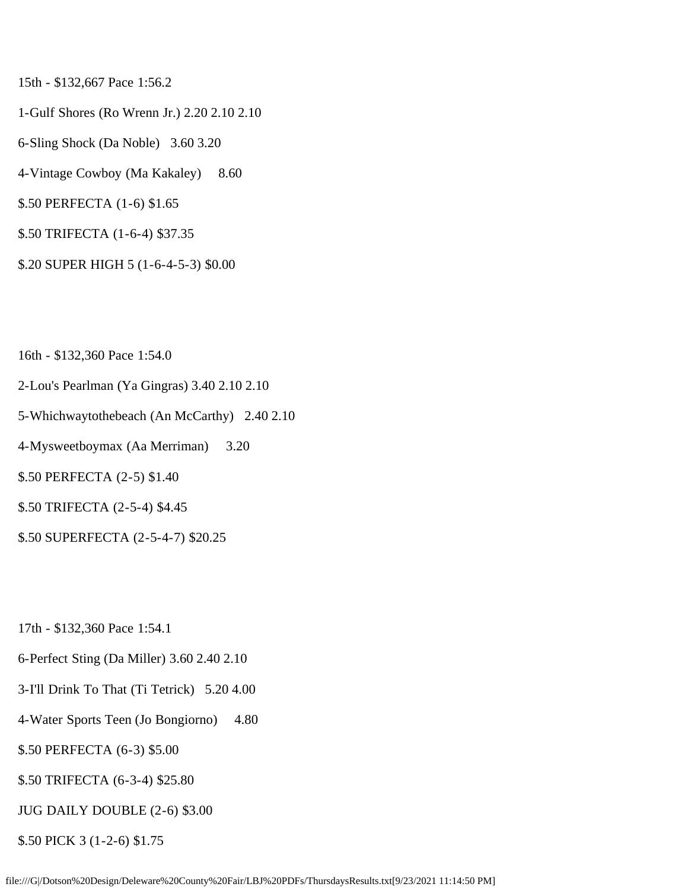15th - $132,667 Pace 1:56.2

1-Gulf Shores (Ro Wrenn Jr.) 2.20 2.10 2.10

6-Sling Shock (Da Noble) 3.60 3.20

4-Vintage Cowboy (Ma Kakaley) 8.60

$.50 PERFECTA (1-6) $1.65

$.50 TRIFECTA (1-6-4) $37.35

$.20 SUPER HIGH 5 (1-6-4-5-3) $0.00

16th - $132,360 Pace 1:54.0

2-Lou's Pearlman (Ya Gingras) 3.40 2.10 2.10

5-Whichwaytothebeach (An McCarthy) 2.40 2.10

4-Mysweetboymax (Aa Merriman) 3.20

$.50 PERFECTA (2-5) $1.40

$.50 TRIFECTA (2-5-4) $4.45

$.50 SUPERFECTA (2-5-4-7) $20.25

17th - $132,360 Pace 1:54.1

6-Perfect Sting (Da Miller) 3.60 2.40 2.10

3-I'll Drink To That (Ti Tetrick) 5.20 4.00

4-Water Sports Teen (Jo Bongiorno) 4.80

$.50 PERFECTA (6-3) $5.00

$.50 TRIFECTA (6-3-4) $25.80

JUG DAILY DOUBLE (2-6) $3.00

$.50 PICK 3 (1-2-6) $1.75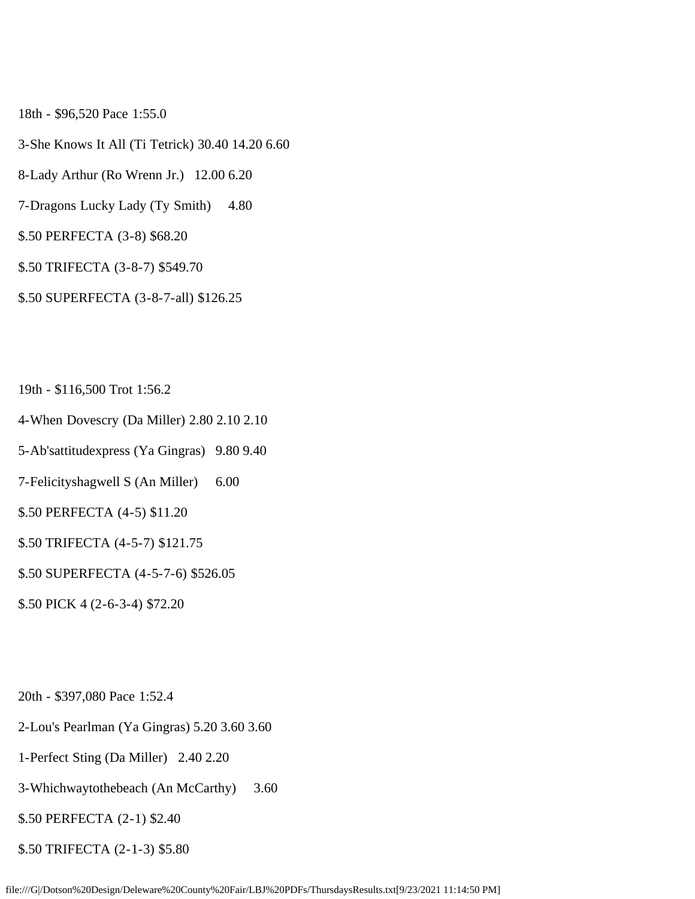18th - $96,520 Pace 1:55.0

3-She Knows It All (Ti Tetrick) 30.40 14.20 6.60

8-Lady Arthur (Ro Wrenn Jr.) 12.00 6.20

7-Dragons Lucky Lady (Ty Smith) 4.80

$.50 PERFECTA (3-8) $68.20

$.50 TRIFECTA (3-8-7) $549.70

$.50 SUPERFECTA (3-8-7-all) $126.25

19th - $116,500 Trot 1:56.2

4-When Dovescry (Da Miller) 2.80 2.10 2.10

5-Ab'sattitudexpress (Ya Gingras) 9.80 9.40

7-Felicityshagwell S (An Miller) 6.00

$.50 PERFECTA (4-5) $11.20

$.50 TRIFECTA (4-5-7) $121.75

$.50 SUPERFECTA (4-5-7-6) $526.05

$.50 PICK 4 (2-6-3-4) $72.20

20th - $397,080 Pace 1:52.4

2-Lou's Pearlman (Ya Gingras) 5.20 3.60 3.60

1-Perfect Sting (Da Miller) 2.40 2.20

3-Whichwaytothebeach (An McCarthy) 3.60

$.50 PERFECTA (2-1) $2.40

$.50 TRIFECTA (2-1-3) $5.80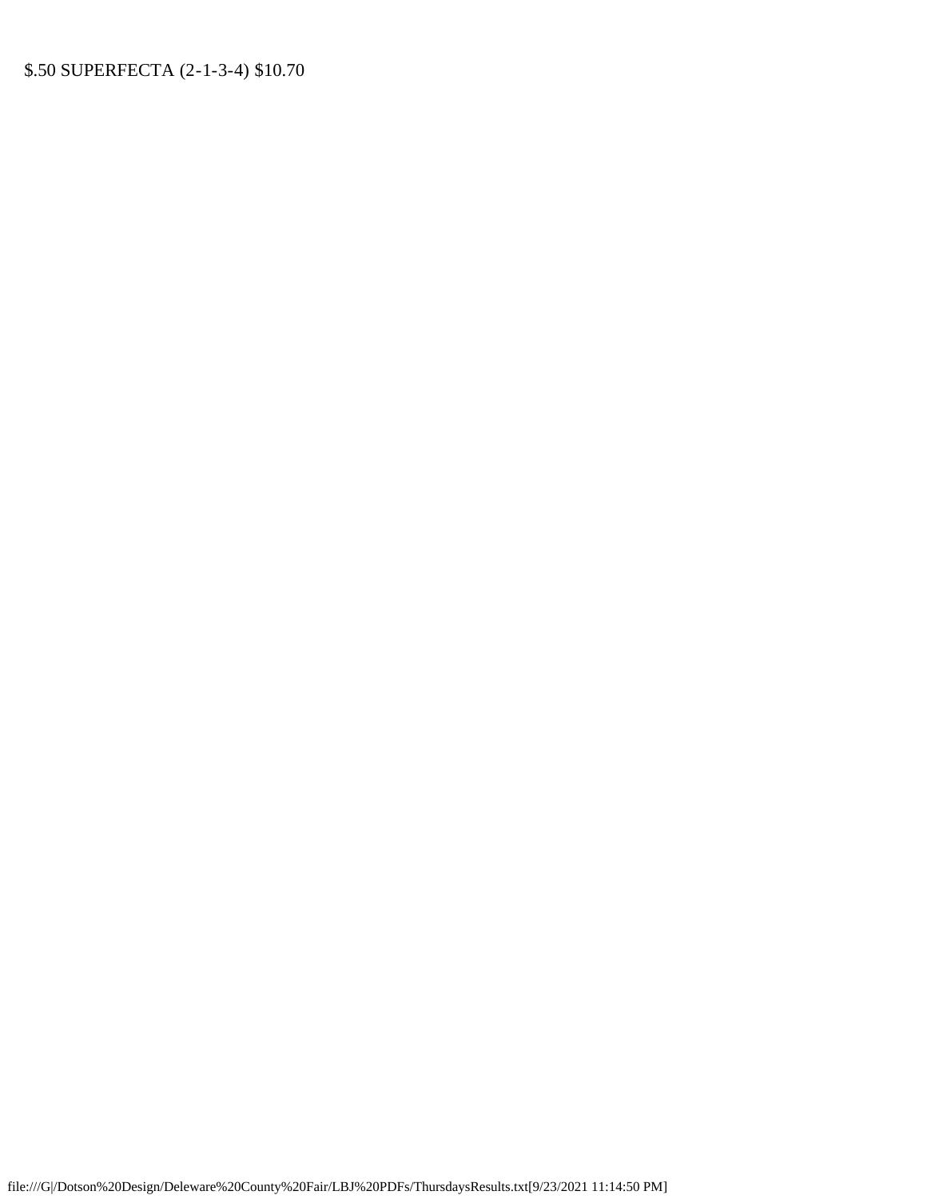$.50 SUPERFECTA (2-1-3-4) $10.70